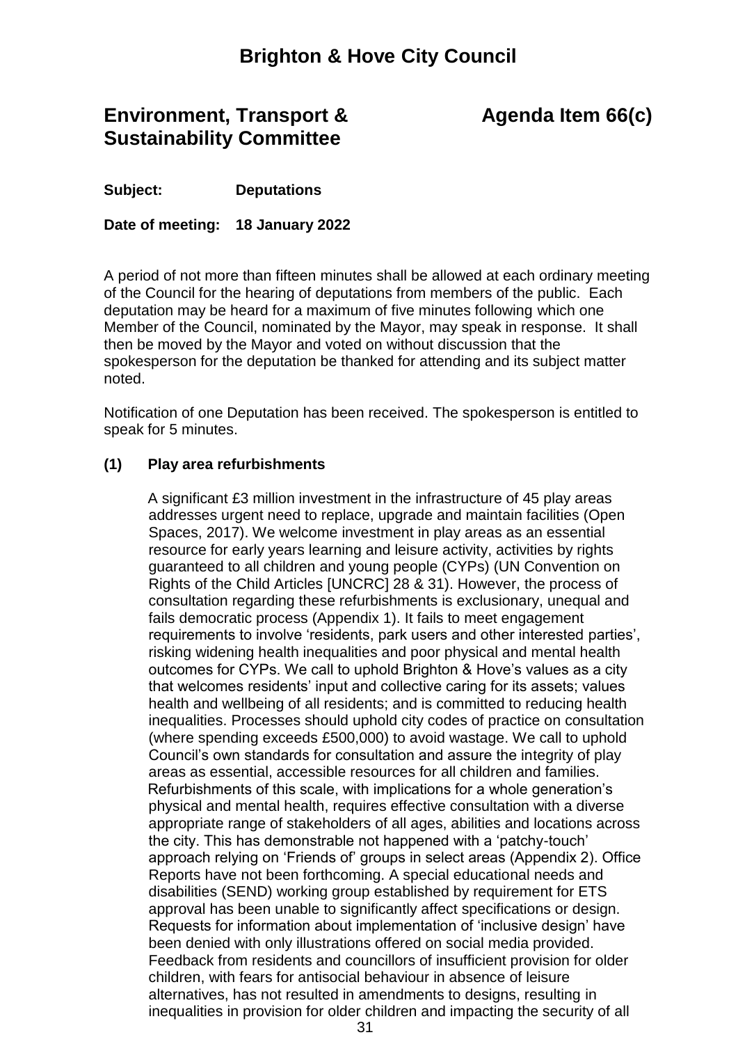# Brighton & Hove City Council

## Environment, Transport & Sustainability Committee

## Agenda Item 66(c)

**Subject:** **Deputations**

**Date of meeting:** **18 January 2022**

A period of not more than fifteen minutes shall be allowed at each ordinary meeting of the Council for the hearing of deputations from members of the public. Each deputation may be heard for a maximum of five minutes following which one Member of the Council, nominated by the Mayor, may speak in response. It shall then be moved by the Mayor and voted on without discussion that the spokesperson for the deputation be thanked for attending and its subject matter noted.

Notification of one Deputation has been received. The spokesperson is entitled to speak for 5 minutes.

### (1) Play area refurbishments

A significant £3 million investment in the infrastructure of 45 play areas addresses urgent need to replace, upgrade and maintain facilities (Open Spaces, 2017). We welcome investment in play areas as an essential resource for early years learning and leisure activity, activities by rights guaranteed to all children and young people (CYPs) (UN Convention on Rights of the Child Articles [UNCRC] 28 & 31). However, the process of consultation regarding these refurbishments is exclusionary, unequal and fails democratic process (Appendix 1). It fails to meet engagement requirements to involve 'residents, park users and other interested parties', risking widening health inequalities and poor physical and mental health outcomes for CYPs. We call to uphold Brighton & Hove's values as a city that welcomes residents' input and collective caring for its assets; values health and wellbeing of all residents; and is committed to reducing health inequalities. Processes should uphold city codes of practice on consultation (where spending exceeds £500,000) to avoid wastage. We call to uphold Council's own standards for consultation and assure the integrity of play areas as essential, accessible resources for all children and families. Refurbishments of this scale, with implications for a whole generation's physical and mental health, requires effective consultation with a diverse appropriate range of stakeholders of all ages, abilities and locations across the city. This has demonstrable not happened with a 'patchy-touch' approach relying on 'Friends of' groups in select areas (Appendix 2). Office Reports have not been forthcoming. A special educational needs and disabilities (SEND) working group established by requirement for ETS approval has been unable to significantly affect specifications or design. Requests for information about implementation of 'inclusive design' have been denied with only illustrations offered on social media provided. Feedback from residents and councillors of insufficient provision for older children, with fears for antisocial behaviour in absence of leisure alternatives, has not resulted in amendments to designs, resulting in inequalities in provision for older children and impacting the security of all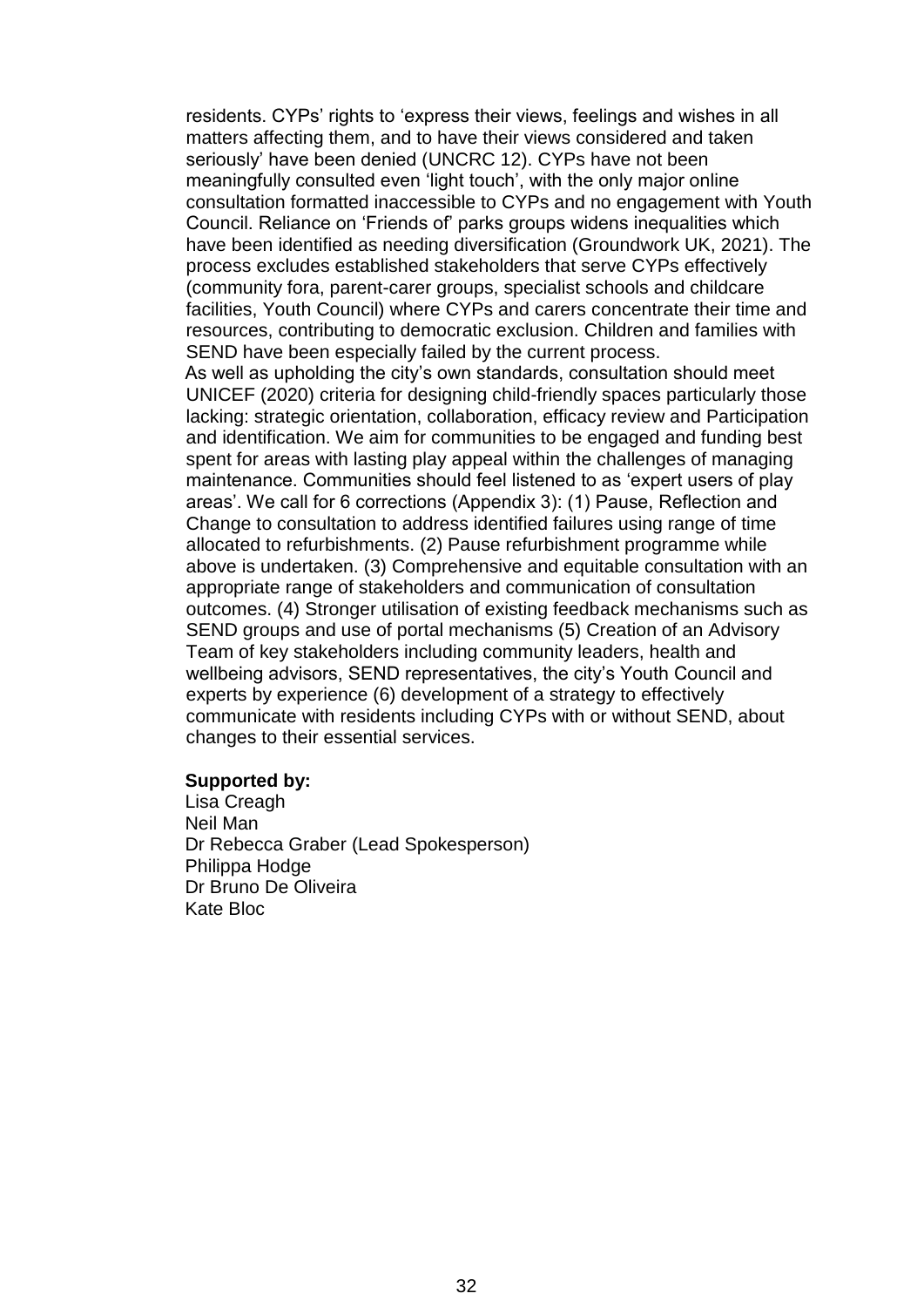residents. CYPs' rights to 'express their views, feelings and wishes in all matters affecting them, and to have their views considered and taken seriously' have been denied (UNCRC 12). CYPs have not been meaningfully consulted even 'light touch', with the only major online consultation formatted inaccessible to CYPs and no engagement with Youth Council. Reliance on 'Friends of' parks groups widens inequalities which have been identified as needing diversification (Groundwork UK, 2021). The process excludes established stakeholders that serve CYPs effectively (community fora, parent-carer groups, specialist schools and childcare facilities, Youth Council) where CYPs and carers concentrate their time and resources, contributing to democratic exclusion. Children and families with SEND have been especially failed by the current process.

As well as upholding the city's own standards, consultation should meet UNICEF (2020) criteria for designing child-friendly spaces particularly those lacking: strategic orientation, collaboration, efficacy review and Participation and identification. We aim for communities to be engaged and funding best spent for areas with lasting play appeal within the challenges of managing maintenance. Communities should feel listened to as 'expert users of play areas'. We call for 6 corrections (Appendix 3): (1) Pause, Reflection and Change to consultation to address identified failures using range of time allocated to refurbishments. (2) Pause refurbishment programme while above is undertaken. (3) Comprehensive and equitable consultation with an appropriate range of stakeholders and communication of consultation outcomes. (4) Stronger utilisation of existing feedback mechanisms such as SEND groups and use of portal mechanisms (5) Creation of an Advisory Team of key stakeholders including community leaders, health and wellbeing advisors, SEND representatives, the city's Youth Council and experts by experience (6) development of a strategy to effectively communicate with residents including CYPs with or without SEND, about changes to their essential services.

**Supported by:**
Lisa Creagh
Neil Man
Dr Rebecca Graber (Lead Spokesperson)
Philippa Hodge
Dr Bruno De Oliveira
Kate Bloc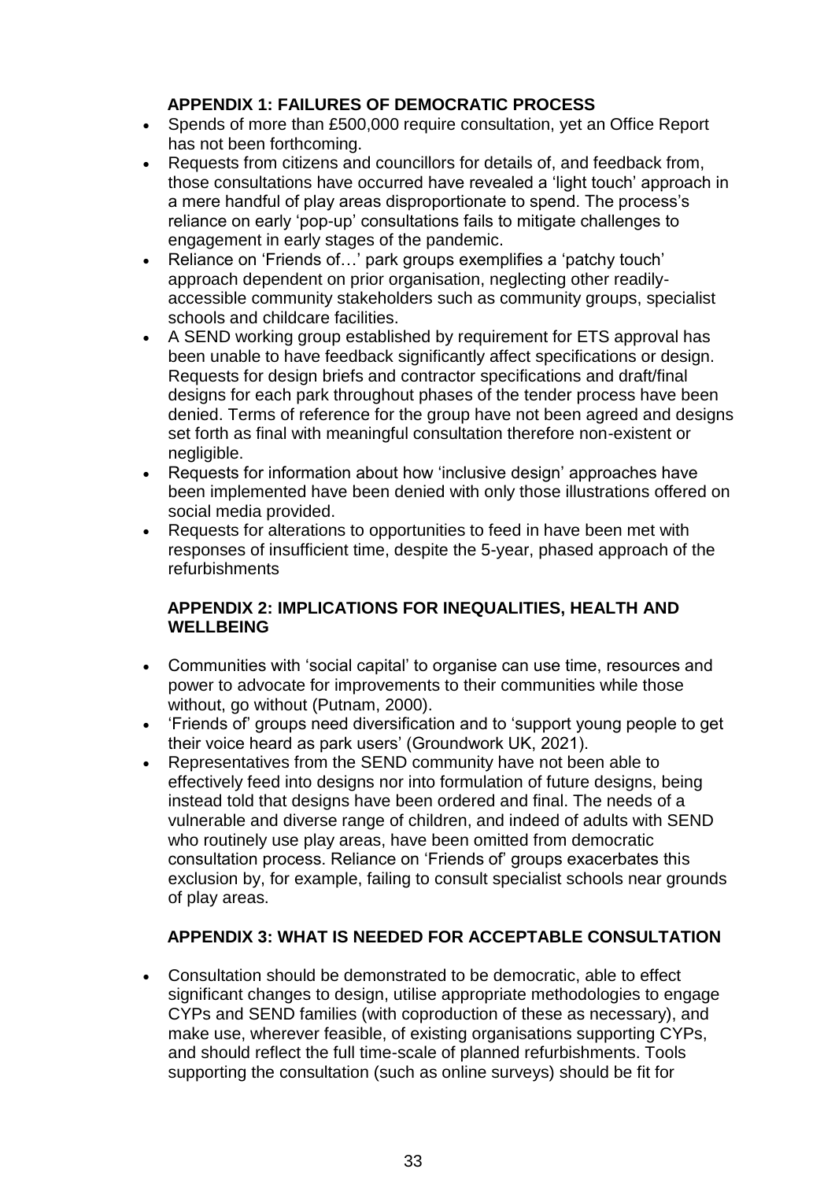## APPENDIX 1: FAILURES OF DEMOCRATIC PROCESS

- Spends of more than £500,000 require consultation, yet an Office Report has not been forthcoming.
- Requests from citizens and councillors for details of, and feedback from, those consultations have occurred have revealed a 'light touch' approach in a mere handful of play areas disproportionate to spend. The process's reliance on early 'pop-up' consultations fails to mitigate challenges to engagement in early stages of the pandemic.
- Reliance on 'Friends of…' park groups exemplifies a 'patchy touch' approach dependent on prior organisation, neglecting other readily-accessible community stakeholders such as community groups, specialist schools and childcare facilities.
- A SEND working group established by requirement for ETS approval has been unable to have feedback significantly affect specifications or design. Requests for design briefs and contractor specifications and draft/final designs for each park throughout phases of the tender process have been denied. Terms of reference for the group have not been agreed and designs set forth as final with meaningful consultation therefore non-existent or negligible.
- Requests for information about how 'inclusive design' approaches have been implemented have been denied with only those illustrations offered on social media provided.
- Requests for alterations to opportunities to feed in have been met with responses of insufficient time, despite the 5-year, phased approach of the refurbishments

## APPENDIX 2: IMPLICATIONS FOR INEQUALITIES, HEALTH AND WELLBEING

- Communities with 'social capital' to organise can use time, resources and power to advocate for improvements to their communities while those without, go without (Putnam, 2000).
- 'Friends of' groups need diversification and to 'support young people to get their voice heard as park users' (Groundwork UK, 2021).
- Representatives from the SEND community have not been able to effectively feed into designs nor into formulation of future designs, being instead told that designs have been ordered and final. The needs of a vulnerable and diverse range of children, and indeed of adults with SEND who routinely use play areas, have been omitted from democratic consultation process. Reliance on 'Friends of' groups exacerbates this exclusion by, for example, failing to consult specialist schools near grounds of play areas.

## APPENDIX 3: WHAT IS NEEDED FOR ACCEPTABLE CONSULTATION

- Consultation should be demonstrated to be democratic, able to effect significant changes to design, utilise appropriate methodologies to engage CYPs and SEND families (with coproduction of these as necessary), and make use, wherever feasible, of existing organisations supporting CYPs, and should reflect the full time-scale of planned refurbishments. Tools supporting the consultation (such as online surveys) should be fit for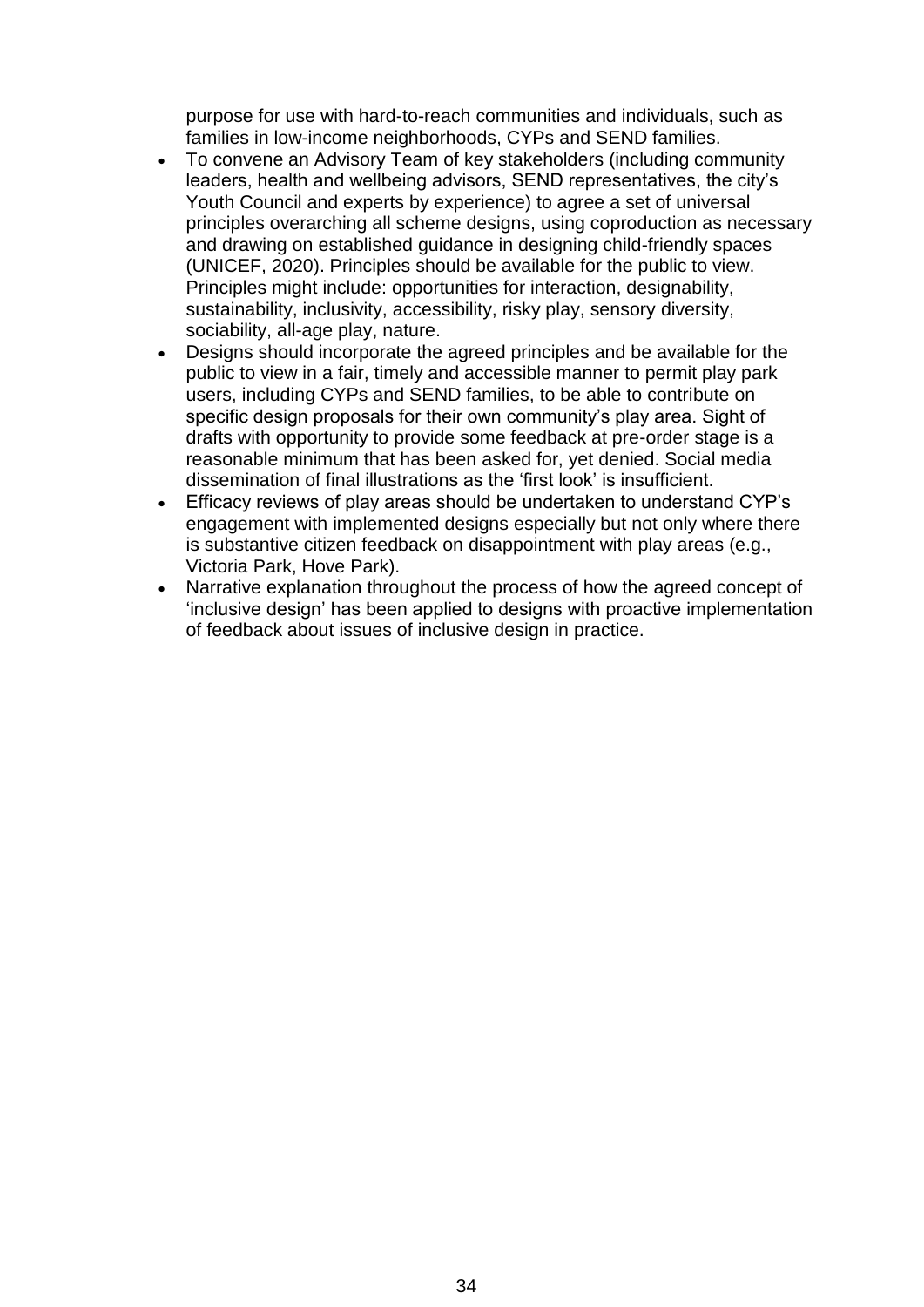purpose for use with hard-to-reach communities and individuals, such as families in low-income neighborhoods, CYPs and SEND families.

- To convene an Advisory Team of key stakeholders (including community leaders, health and wellbeing advisors, SEND representatives, the city's Youth Council and experts by experience) to agree a set of universal principles overarching all scheme designs, using coproduction as necessary and drawing on established guidance in designing child-friendly spaces (UNICEF, 2020). Principles should be available for the public to view. Principles might include: opportunities for interaction, designability, sustainability, inclusivity, accessibility, risky play, sensory diversity, sociability, all-age play, nature.
- Designs should incorporate the agreed principles and be available for the public to view in a fair, timely and accessible manner to permit play park users, including CYPs and SEND families, to be able to contribute on specific design proposals for their own community's play area. Sight of drafts with opportunity to provide some feedback at pre-order stage is a reasonable minimum that has been asked for, yet denied. Social media dissemination of final illustrations as the 'first look' is insufficient.
- Efficacy reviews of play areas should be undertaken to understand CYP's engagement with implemented designs especially but not only where there is substantive citizen feedback on disappointment with play areas (e.g., Victoria Park, Hove Park).
- Narrative explanation throughout the process of how the agreed concept of 'inclusive design' has been applied to designs with proactive implementation of feedback about issues of inclusive design in practice.